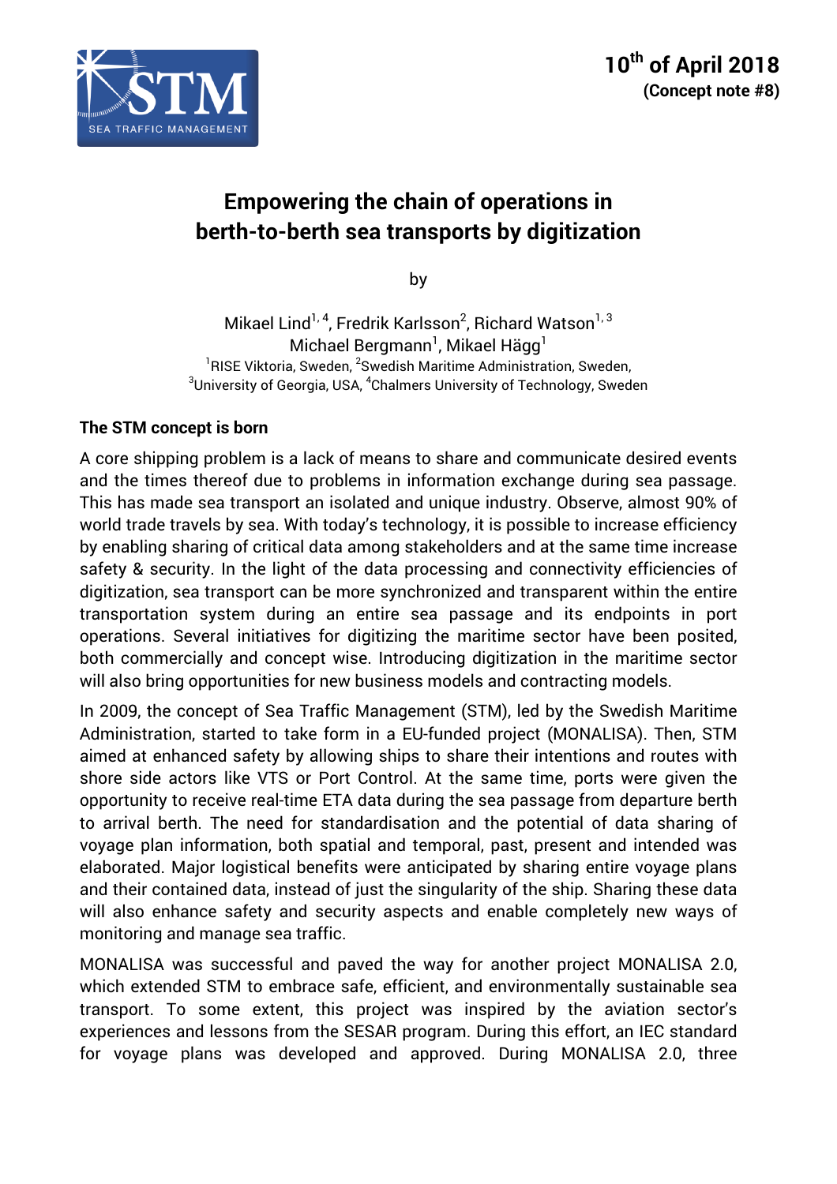**10th of April 2018**
**(Concept note #8)**

# Empowering the chain of operations in berth-to-berth sea transports by digitization

by

Mikael Lind[1,4], Fredrik Karlsson[2], Richard Watson[1,3]
Michael Bergmann[1], Mikael Hägg[1]

[1]RISE Viktoria, Sweden, [2]Swedish Maritime Administration, Sweden,
[3]University of Georgia, USA, [4]Chalmers University of Technology, Sweden

## The STM concept is born

A core shipping problem is a lack of means to share and communicate desired events and the times thereof due to problems in information exchange during sea passage. This has made sea transport an isolated and unique industry. Observe, almost 90% of world trade travels by sea. With today's technology, it is possible to increase efficiency by enabling sharing of critical data among stakeholders and at the same time increase safety & security. In the light of the data processing and connectivity efficiencies of digitization, sea transport can be more synchronized and transparent within the entire transportation system during an entire sea passage and its endpoints in port operations. Several initiatives for digitizing the maritime sector have been posited, both commercially and concept wise. Introducing digitization in the maritime sector will also bring opportunities for new business models and contracting models.

In 2009, the concept of Sea Traffic Management (STM), led by the Swedish Maritime Administration, started to take form in a EU-funded project (MONALISA). Then, STM aimed at enhanced safety by allowing ships to share their intentions and routes with shore side actors like VTS or Port Control. At the same time, ports were given the opportunity to receive real-time ETA data during the sea passage from departure berth to arrival berth. The need for standardisation and the potential of data sharing of voyage plan information, both spatial and temporal, past, present and intended was elaborated. Major logistical benefits were anticipated by sharing entire voyage plans and their contained data, instead of just the singularity of the ship. Sharing these data will also enhance safety and security aspects and enable completely new ways of monitoring and manage sea traffic.

MONALISA was successful and paved the way for another project MONALISA 2.0, which extended STM to embrace safe, efficient, and environmentally sustainable sea transport. To some extent, this project was inspired by the aviation sector's experiences and lessons from the SESAR program. During this effort, an IEC standard for voyage plans was developed and approved. During MONALISA 2.0, three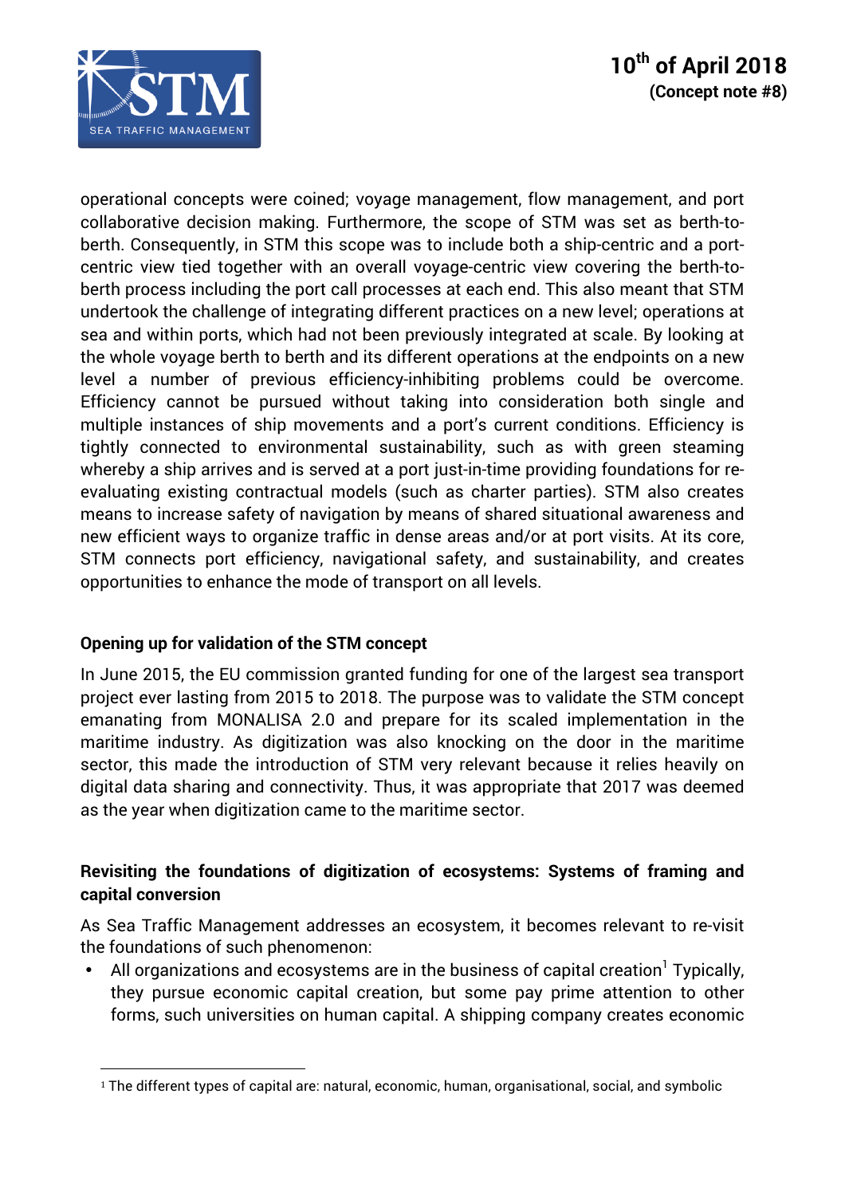operational concepts were coined; voyage management, flow management, and port collaborative decision making. Furthermore, the scope of STM was set as berth-to-berth. Consequently, in STM this scope was to include both a ship-centric and a port-centric view tied together with an overall voyage-centric view covering the berth-to-berth process including the port call processes at each end. This also meant that STM undertook the challenge of integrating different practices on a new level; operations at sea and within ports, which had not been previously integrated at scale. By looking at the whole voyage berth to berth and its different operations at the endpoints on a new level a number of previous efficiency-inhibiting problems could be overcome. Efficiency cannot be pursued without taking into consideration both single and multiple instances of ship movements and a port's current conditions. Efficiency is tightly connected to environmental sustainability, such as with green steaming whereby a ship arrives and is served at a port just-in-time providing foundations for re-evaluating existing contractual models (such as charter parties). STM also creates means to increase safety of navigation by means of shared situational awareness and new efficient ways to organize traffic in dense areas and/or at port visits. At its core, STM connects port efficiency, navigational safety, and sustainability, and creates opportunities to enhance the mode of transport on all levels.

**Opening up for validation of the STM concept**

In June 2015, the EU commission granted funding for one of the largest sea transport project ever lasting from 2015 to 2018. The purpose was to validate the STM concept emanating from MONALISA 2.0 and prepare for its scaled implementation in the maritime industry. As digitization was also knocking on the door in the maritime sector, this made the introduction of STM very relevant because it relies heavily on digital data sharing and connectivity. Thus, it was appropriate that 2017 was deemed as the year when digitization came to the maritime sector.

**Revisiting the foundations of digitization of ecosystems: Systems of framing and capital conversion**

As Sea Traffic Management addresses an ecosystem, it becomes relevant to re-visit the foundations of such phenomenon:

- All organizations and ecosystems are in the business of capital creation[1] Typically, they pursue economic capital creation, but some pay prime attention to other forms, such universities on human capital. A shipping company creates economic

[1] The different types of capital are: natural, economic, human, organisational, social, and symbolic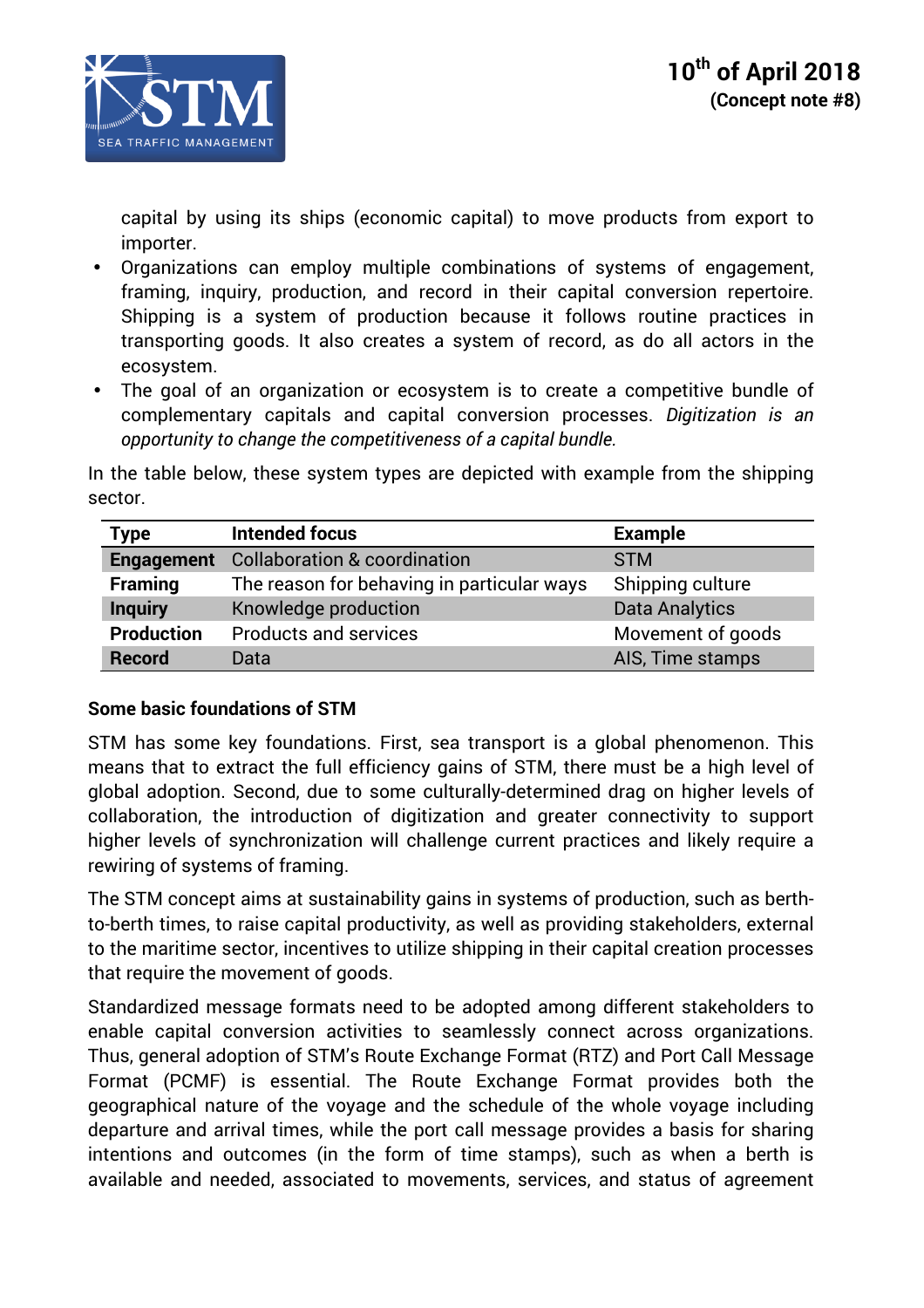capital by using its ships (economic capital) to move products from export to importer.

- Organizations can employ multiple combinations of systems of engagement, framing, inquiry, production, and record in their capital conversion repertoire. Shipping is a system of production because it follows routine practices in transporting goods. It also creates a system of record, as do all actors in the ecosystem.
- The goal of an organization or ecosystem is to create a competitive bundle of complementary capitals and capital conversion processes. *Digitization is an opportunity to change the competitiveness of a capital bundle.*

In the table below, these system types are depicted with example from the shipping sector.

| Type | Intended focus | Example |
|---|---|---|
| **Engagement** | Collaboration & coordination | STM |
| **Framing** | The reason for behaving in particular ways | Shipping culture |
| **Inquiry** | Knowledge production | Data Analytics |
| **Production** | Products and services | Movement of goods |
| **Record** | Data | AIS, Time stamps |

**Some basic foundations of STM**

STM has some key foundations. First, sea transport is a global phenomenon. This means that to extract the full efficiency gains of STM, there must be a high level of global adoption. Second, due to some culturally-determined drag on higher levels of collaboration, the introduction of digitization and greater connectivity to support higher levels of synchronization will challenge current practices and likely require a rewiring of systems of framing.

The STM concept aims at sustainability gains in systems of production, such as berth-to-berth times, to raise capital productivity, as well as providing stakeholders, external to the maritime sector, incentives to utilize shipping in their capital creation processes that require the movement of goods.

Standardized message formats need to be adopted among different stakeholders to enable capital conversion activities to seamlessly connect across organizations. Thus, general adoption of STM's Route Exchange Format (RTZ) and Port Call Message Format (PCMF) is essential. The Route Exchange Format provides both the geographical nature of the voyage and the schedule of the whole voyage including departure and arrival times, while the port call message provides a basis for sharing intentions and outcomes (in the form of time stamps), such as when a berth is available and needed, associated to movements, services, and status of agreement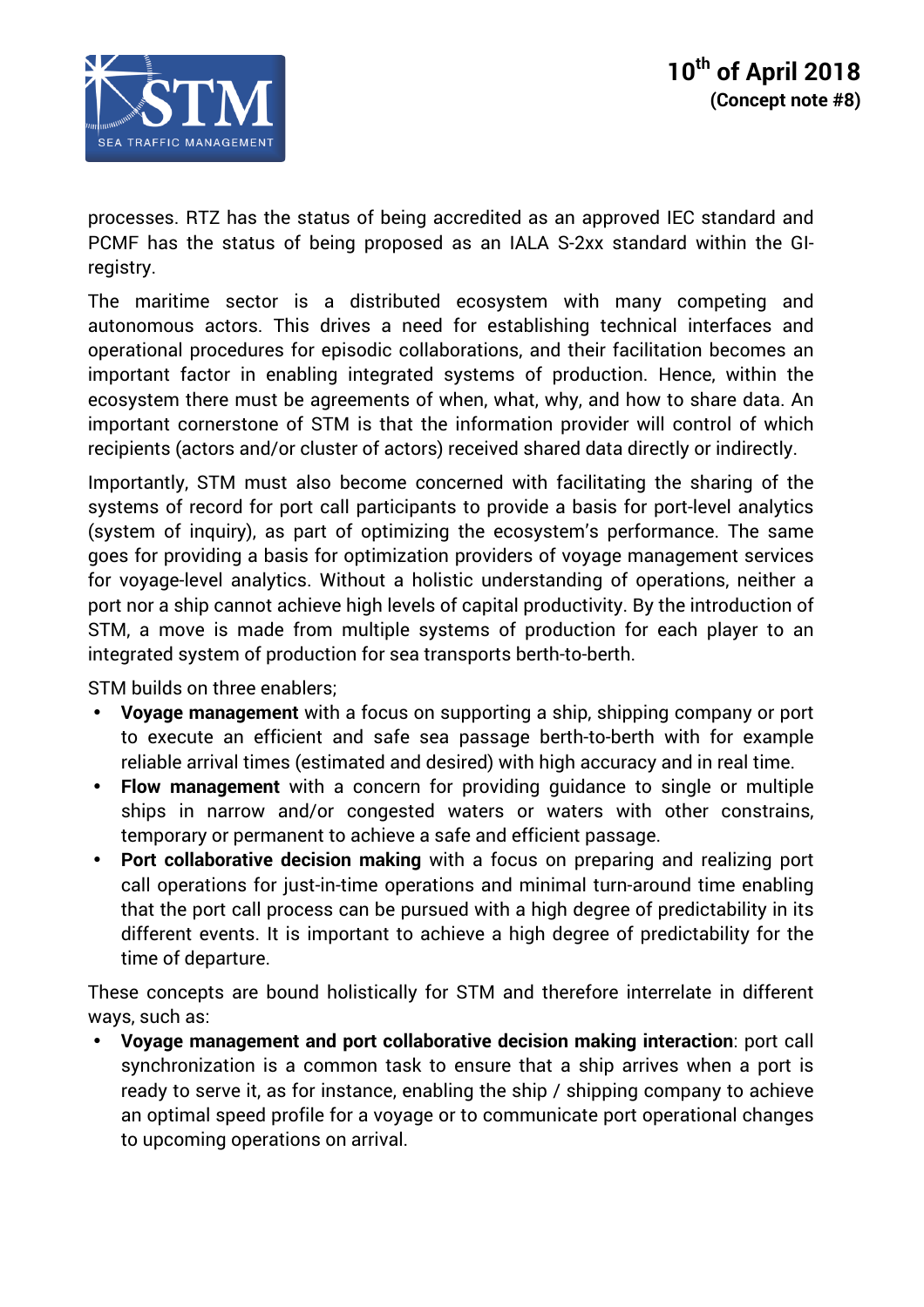processes. RTZ has the status of being accredited as an approved IEC standard and PCMF has the status of being proposed as an IALA S-2xx standard within the GI-registry.

The maritime sector is a distributed ecosystem with many competing and autonomous actors. This drives a need for establishing technical interfaces and operational procedures for episodic collaborations, and their facilitation becomes an important factor in enabling integrated systems of production. Hence, within the ecosystem there must be agreements of when, what, why, and how to share data. An important cornerstone of STM is that the information provider will control of which recipients (actors and/or cluster of actors) received shared data directly or indirectly.

Importantly, STM must also become concerned with facilitating the sharing of the systems of record for port call participants to provide a basis for port-level analytics (system of inquiry), as part of optimizing the ecosystem's performance. The same goes for providing a basis for optimization providers of voyage management services for voyage-level analytics. Without a holistic understanding of operations, neither a port nor a ship cannot achieve high levels of capital productivity. By the introduction of STM, a move is made from multiple systems of production for each player to an integrated system of production for sea transports berth-to-berth.

STM builds on three enablers;

- **Voyage management** with a focus on supporting a ship, shipping company or port to execute an efficient and safe sea passage berth-to-berth with for example reliable arrival times (estimated and desired) with high accuracy and in real time.
- **Flow management** with a concern for providing guidance to single or multiple ships in narrow and/or congested waters or waters with other constrains, temporary or permanent to achieve a safe and efficient passage.
- **Port collaborative decision making** with a focus on preparing and realizing port call operations for just-in-time operations and minimal turn-around time enabling that the port call process can be pursued with a high degree of predictability in its different events. It is important to achieve a high degree of predictability for the time of departure.

These concepts are bound holistically for STM and therefore interrelate in different ways, such as:

- **Voyage management and port collaborative decision making interaction**: port call synchronization is a common task to ensure that a ship arrives when a port is ready to serve it, as for instance, enabling the ship / shipping company to achieve an optimal speed profile for a voyage or to communicate port operational changes to upcoming operations on arrival.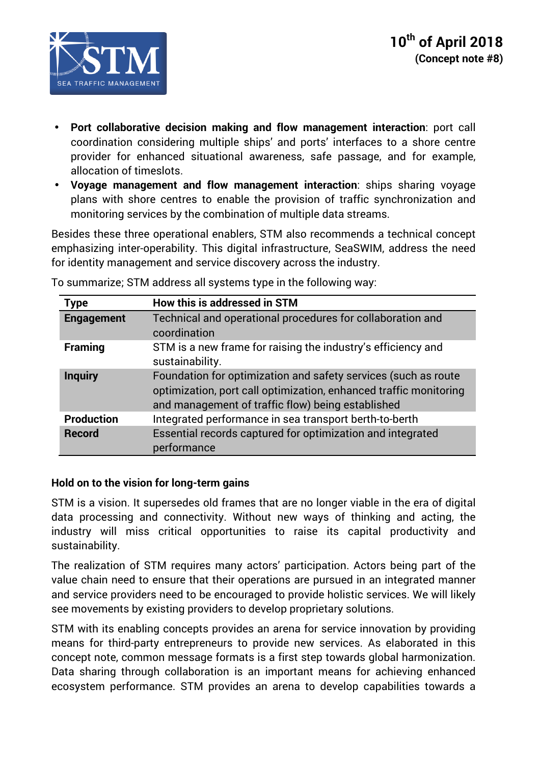- **Port collaborative decision making and flow management interaction**: port call coordination considering multiple ships' and ports' interfaces to a shore centre provider for enhanced situational awareness, safe passage, and for example, allocation of timeslots.
- **Voyage management and flow management interaction**: ships sharing voyage plans with shore centres to enable the provision of traffic synchronization and monitoring services by the combination of multiple data streams.

Besides these three operational enablers, STM also recommends a technical concept emphasizing inter-operability. This digital infrastructure, SeaSWIM, address the need for identity management and service discovery across the industry.

To summarize; STM address all systems type in the following way:

| Type | How this is addressed in STM |
|---|---|
| **Engagement** | Technical and operational procedures for collaboration and coordination |
| **Framing** | STM is a new frame for raising the industry's efficiency and sustainability. |
| **Inquiry** | Foundation for optimization and safety services (such as route optimization, port call optimization, enhanced traffic monitoring and management of traffic flow) being established |
| **Production** | Integrated performance in sea transport berth-to-berth |
| **Record** | Essential records captured for optimization and integrated performance |

### Hold on to the vision for long-term gains

STM is a vision. It supersedes old frames that are no longer viable in the era of digital data processing and connectivity. Without new ways of thinking and acting, the industry will miss critical opportunities to raise its capital productivity and sustainability.

The realization of STM requires many actors' participation. Actors being part of the value chain need to ensure that their operations are pursued in an integrated manner and service providers need to be encouraged to provide holistic services. We will likely see movements by existing providers to develop proprietary solutions.

STM with its enabling concepts provides an arena for service innovation by providing means for third-party entrepreneurs to provide new services. As elaborated in this concept note, common message formats is a first step towards global harmonization. Data sharing through collaboration is an important means for achieving enhanced ecosystem performance. STM provides an arena to develop capabilities towards a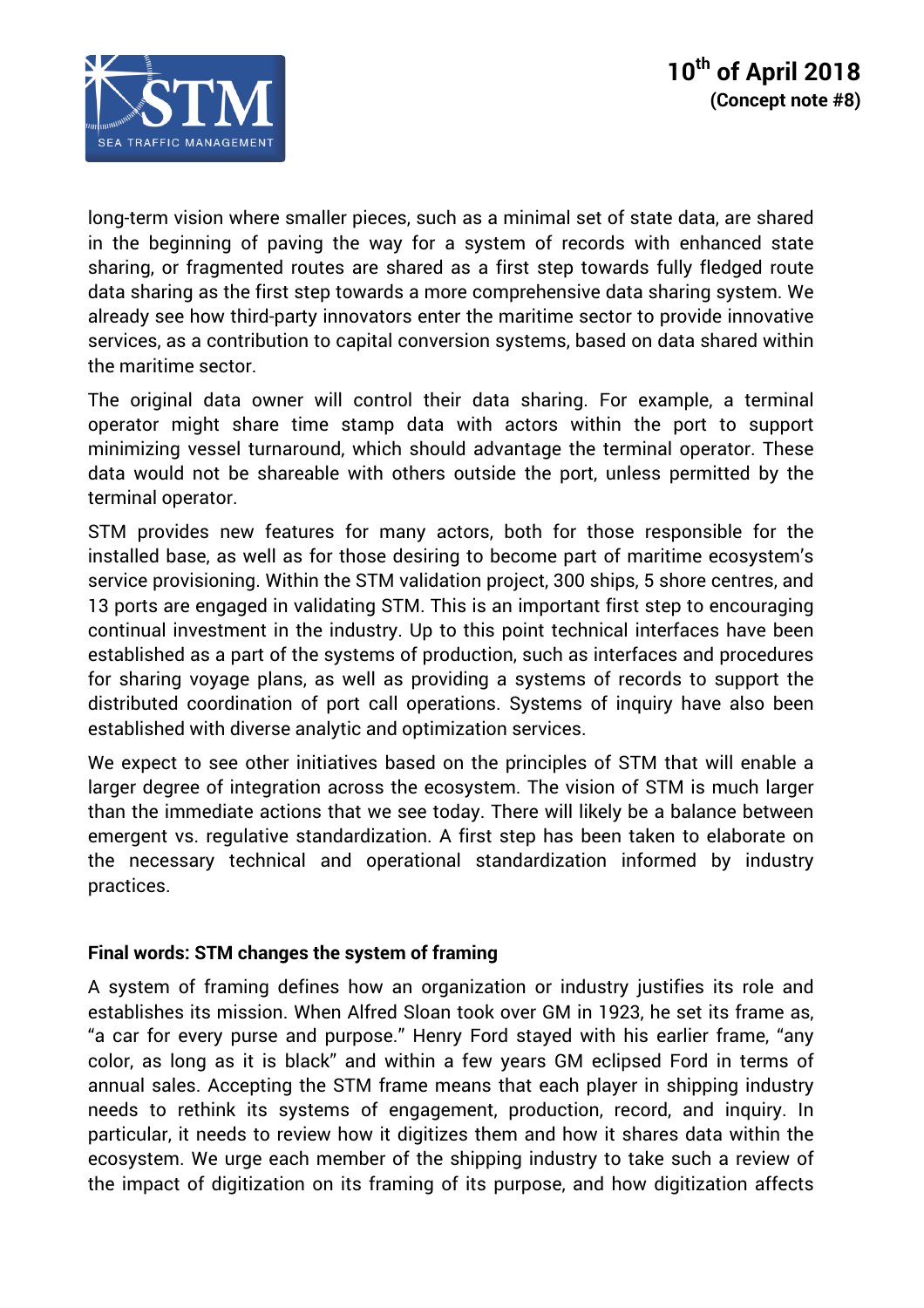long-term vision where smaller pieces, such as a minimal set of state data, are shared in the beginning of paving the way for a system of records with enhanced state sharing, or fragmented routes are shared as a first step towards fully fledged route data sharing as the first step towards a more comprehensive data sharing system. We already see how third-party innovators enter the maritime sector to provide innovative services, as a contribution to capital conversion systems, based on data shared within the maritime sector.

The original data owner will control their data sharing. For example, a terminal operator might share time stamp data with actors within the port to support minimizing vessel turnaround, which should advantage the terminal operator. These data would not be shareable with others outside the port, unless permitted by the terminal operator.

STM provides new features for many actors, both for those responsible for the installed base, as well as for those desiring to become part of maritime ecosystem's service provisioning. Within the STM validation project, 300 ships, 5 shore centres, and 13 ports are engaged in validating STM. This is an important first step to encouraging continual investment in the industry. Up to this point technical interfaces have been established as a part of the systems of production, such as interfaces and procedures for sharing voyage plans, as well as providing a systems of records to support the distributed coordination of port call operations. Systems of inquiry have also been established with diverse analytic and optimization services.

We expect to see other initiatives based on the principles of STM that will enable a larger degree of integration across the ecosystem. The vision of STM is much larger than the immediate actions that we see today. There will likely be a balance between emergent vs. regulative standardization. A first step has been taken to elaborate on the necessary technical and operational standardization informed by industry practices.

**Final words: STM changes the system of framing**

A system of framing defines how an organization or industry justifies its role and establishes its mission. When Alfred Sloan took over GM in 1923, he set its frame as, "a car for every purse and purpose." Henry Ford stayed with his earlier frame, "any color, as long as it is black" and within a few years GM eclipsed Ford in terms of annual sales. Accepting the STM frame means that each player in shipping industry needs to rethink its systems of engagement, production, record, and inquiry. In particular, it needs to review how it digitizes them and how it shares data within the ecosystem. We urge each member of the shipping industry to take such a review of the impact of digitization on its framing of its purpose, and how digitization affects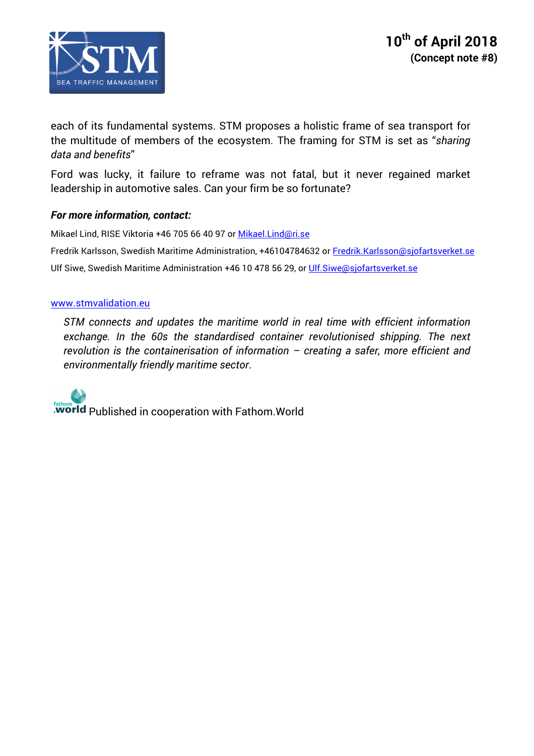each of its fundamental systems. STM proposes a holistic frame of sea transport for the multitude of members of the ecosystem. The framing for STM is set as "*sharing data and benefits*"

Ford was lucky, it failure to reframe was not fatal, but it never regained market leadership in automotive sales. Can your firm be so fortunate?

***For more information, contact:***

Mikael Lind, RISE Viktoria +46 705 66 40 97 or Mikael.Lind@ri.se

Fredrik Karlsson, Swedish Maritime Administration, +46104784632 or Fredrik.Karlsson@sjofartsverket.se

Ulf Siwe, Swedish Maritime Administration +46 10 478 56 29, or Ulf.Siwe@sjofartsverket.se

www.stmvalidation.eu

*STM connects and updates the maritime world in real time with efficient information exchange. In the 60s the standardised container revolutionised shipping. The next revolution is the containerisation of information – creating a safer, more efficient and environmentally friendly maritime sector.*

Published in cooperation with Fathom.World